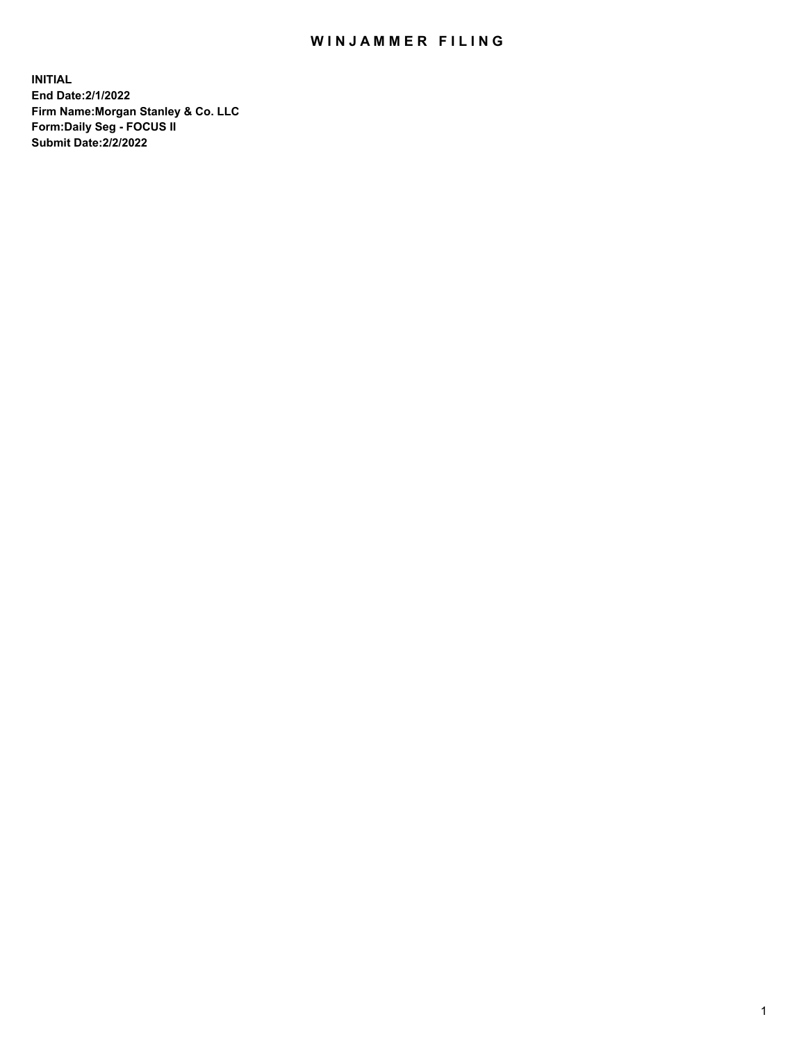# WINJAMMER FILING

**INITIAL**
**End Date:2/1/2022**
**Firm Name:Morgan Stanley & Co. LLC**
**Form:Daily Seg - FOCUS II**
**Submit Date:2/2/2022**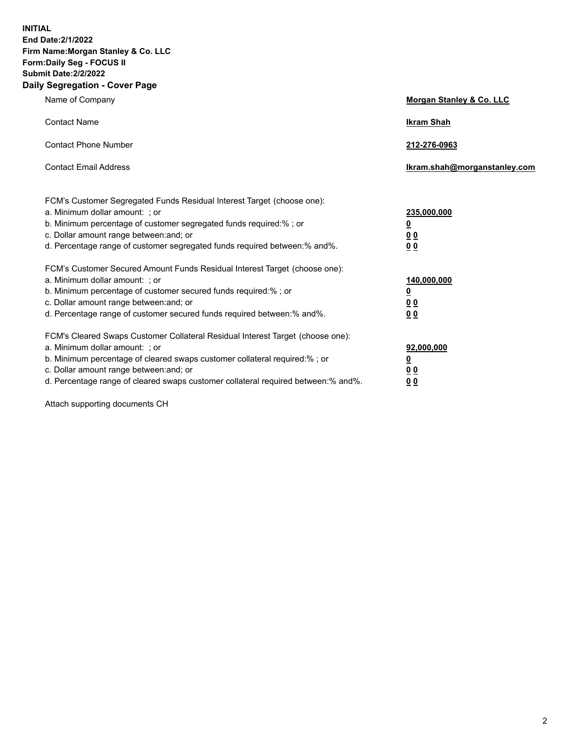**INITIAL**
**End Date:2/1/2022**
**Firm Name:Morgan Stanley & Co. LLC**
**Form:Daily Seg - FOCUS II**
**Submit Date:2/2/2022**

## Daily Segregation - Cover Page

| | |
|---|---|
| Name of Company | Morgan Stanley & Co. LLC |
| Contact Name | Ikram Shah |
| Contact Phone Number | 212-276-0963 |
| Contact Email Address | Ikram.shah@morganstanley.com |

| | |
|---|---|
| FCM's Customer Segregated Funds Residual Interest Target (choose one): | |
| a. Minimum dollar amount: ; or | 235,000,000 |
| b. Minimum percentage of customer segregated funds required:% ; or | 0 |
| c. Dollar amount range between:and; or | 0 0 |
| d. Percentage range of customer segregated funds required between:% and%. | 0 0 |
| FCM's Customer Secured Amount Funds Residual Interest Target (choose one): | |
| a. Minimum dollar amount: ; or | 140,000,000 |
| b. Minimum percentage of customer secured funds required:% ; or | 0 |
| c. Dollar amount range between:and; or | 0 0 |
| d. Percentage range of customer secured funds required between:% and%. | 0 0 |
| FCM's Cleared Swaps Customer Collateral Residual Interest Target (choose one): | |
| a. Minimum dollar amount: ; or | 92,000,000 |
| b. Minimum percentage of cleared swaps customer collateral required:% ; or | 0 |
| c. Dollar amount range between:and; or | 0 0 |
| d. Percentage range of cleared swaps customer collateral required between:% and%. | 0 0 |

Attach supporting documents CH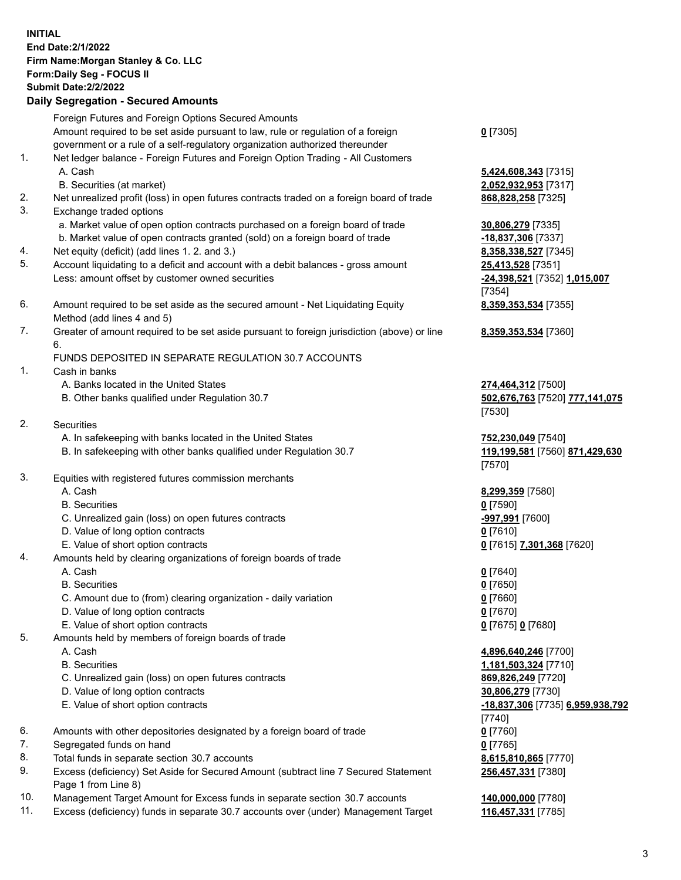**INITIAL**
**End Date:2/1/2022**
**Firm Name:Morgan Stanley & Co. LLC**
**Form:Daily Seg - FOCUS II**
**Submit Date:2/2/2022**

## Daily Segregation - Secured Amounts

| | | |
|---|---|---|
| | Foreign Futures and Foreign Options Secured Amounts | |
| | Amount required to be set aside pursuant to law, rule or regulation of a foreign government or a rule of a self-regulatory organization authorized thereunder | **0** [7305] |
| 1. | Net ledger balance - Foreign Futures and Foreign Option Trading - All Customers | |
| | A. Cash | **5,424,608,343** [7315] |
| | B. Securities (at market) | **2,052,932,953** [7317] |
| 2. | Net unrealized profit (loss) in open futures contracts traded on a foreign board of trade | **868,828,258** [7325] |
| 3. | Exchange traded options | |
| | a. Market value of open option contracts purchased on a foreign board of trade | **30,806,279** [7335] |
| | b. Market value of open contracts granted (sold) on a foreign board of trade | **-18,837,306** [7337] |
| 4. | Net equity (deficit) (add lines 1. 2. and 3.) | **8,358,338,527** [7345] |
| 5. | Account liquidating to a deficit and account with a debit balances - gross amount | **25,413,528** [7351] |
| | Less: amount offset by customer owned securities | **-24,398,521** [7352] **1,015,007** [7354] |
| 6. | Amount required to be set aside as the secured amount - Net Liquidating Equity Method (add lines 4 and 5) | **8,359,353,534** [7355] |
| 7. | Greater of amount required to be set aside pursuant to foreign jurisdiction (above) or line 6. | **8,359,353,534** [7360] |
| | FUNDS DEPOSITED IN SEPARATE REGULATION 30.7 ACCOUNTS | |
| 1. | Cash in banks | |
| | A. Banks located in the United States | **274,464,312** [7500] |
| | B. Other banks qualified under Regulation 30.7 | **502,676,763** [7520] **777,141,075** [7530] |
| 2. | Securities | |
| | A. In safekeeping with banks located in the United States | **752,230,049** [7540] |
| | B. In safekeeping with other banks qualified under Regulation 30.7 | **119,199,581** [7560] **871,429,630** [7570] |
| 3. | Equities with registered futures commission merchants | |
| | A. Cash | **8,299,359** [7580] |
| | B. Securities | **0** [7590] |
| | C. Unrealized gain (loss) on open futures contracts | **-997,991** [7600] |
| | D. Value of long option contracts | **0** [7610] |
| | E. Value of short option contracts | **0** [7615] **7,301,368** [7620] |
| 4. | Amounts held by clearing organizations of foreign boards of trade | |
| | A. Cash | **0** [7640] |
| | B. Securities | **0** [7650] |
| | C. Amount due to (from) clearing organization - daily variation | **0** [7660] |
| | D. Value of long option contracts | **0** [7670] |
| | E. Value of short option contracts | **0** [7675] **0** [7680] |
| 5. | Amounts held by members of foreign boards of trade | |
| | A. Cash | **4,896,640,246** [7700] |
| | B. Securities | **1,181,503,324** [7710] |
| | C. Unrealized gain (loss) on open futures contracts | **869,826,249** [7720] |
| | D. Value of long option contracts | **30,806,279** [7730] |
| | E. Value of short option contracts | **-18,837,306** [7735] **6,959,938,792** [7740] |
| 6. | Amounts with other depositories designated by a foreign board of trade | **0** [7760] |
| 7. | Segregated funds on hand | **0** [7765] |
| 8. | Total funds in separate section 30.7 accounts | **8,615,810,865** [7770] |
| 9. | Excess (deficiency) Set Aside for Secured Amount (subtract line 7 Secured Statement Page 1 from Line 8) | **256,457,331** [7380] |
| 10. | Management Target Amount for Excess funds in separate section 30.7 accounts | **140,000,000** [7780] |
| 11. | Excess (deficiency) funds in separate 30.7 accounts over (under) Management Target | **116,457,331** [7785] |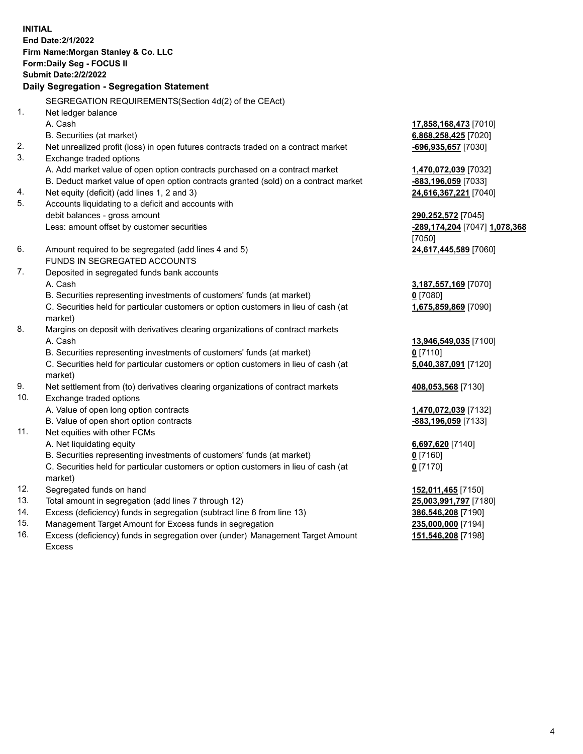**INITIAL**
**End Date:2/1/2022**
**Firm Name:Morgan Stanley & Co. LLC**
**Form:Daily Seg - FOCUS II**
**Submit Date:2/2/2022**

### Daily Segregation - Segregation Statement

| | | |
|---|---|---|
| | SEGREGATION REQUIREMENTS(Section 4d(2) of the CEAct) | |
| 1. | Net ledger balance | |
| | A. Cash | **17,858,168,473** [7010] |
| | B. Securities (at market) | **6,868,258,425** [7020] |
| 2. | Net unrealized profit (loss) in open futures contracts traded on a contract market | **-696,935,657** [7030] |
| 3. | Exchange traded options | |
| | A. Add market value of open option contracts purchased on a contract market | **1,470,072,039** [7032] |
| | B. Deduct market value of open option contracts granted (sold) on a contract market | **-883,196,059** [7033] |
| 4. | Net equity (deficit) (add lines 1, 2 and 3) | **24,616,367,221** [7040] |
| 5. | Accounts liquidating to a deficit and accounts with debit balances - gross amount | **290,252,572** [7045] |
| | Less: amount offset by customer securities | **-289,174,204** [7047] **1,078,368** [7050] |
| 6. | Amount required to be segregated (add lines 4 and 5) | **24,617,445,589** [7060] |
| | FUNDS IN SEGREGATED ACCOUNTS | |
| 7. | Deposited in segregated funds bank accounts | |
| | A. Cash | **3,187,557,169** [7070] |
| | B. Securities representing investments of customers' funds (at market) | **0** [7080] |
| | C. Securities held for particular customers or option customers in lieu of cash (at market) | **1,675,859,869** [7090] |
| 8. | Margins on deposit with derivatives clearing organizations of contract markets | |
| | A. Cash | **13,946,549,035** [7100] |
| | B. Securities representing investments of customers' funds (at market) | **0** [7110] |
| | C. Securities held for particular customers or option customers in lieu of cash (at market) | **5,040,387,091** [7120] |
| 9. | Net settlement from (to) derivatives clearing organizations of contract markets | **408,053,568** [7130] |
| 10. | Exchange traded options | |
| | A. Value of open long option contracts | **1,470,072,039** [7132] |
| | B. Value of open short option contracts | **-883,196,059** [7133] |
| 11. | Net equities with other FCMs | |
| | A. Net liquidating equity | **6,697,620** [7140] |
| | B. Securities representing investments of customers' funds (at market) | **0** [7160] |
| | C. Securities held for particular customers or option customers in lieu of cash (at market) | **0** [7170] |
| 12. | Segregated funds on hand | **152,011,465** [7150] |
| 13. | Total amount in segregation (add lines 7 through 12) | **25,003,991,797** [7180] |
| 14. | Excess (deficiency) funds in segregation (subtract line 6 from line 13) | **386,546,208** [7190] |
| 15. | Management Target Amount for Excess funds in segregation | **235,000,000** [7194] |
| 16. | Excess (deficiency) funds in segregation over (under) Management Target Amount Excess | **151,546,208** [7198] |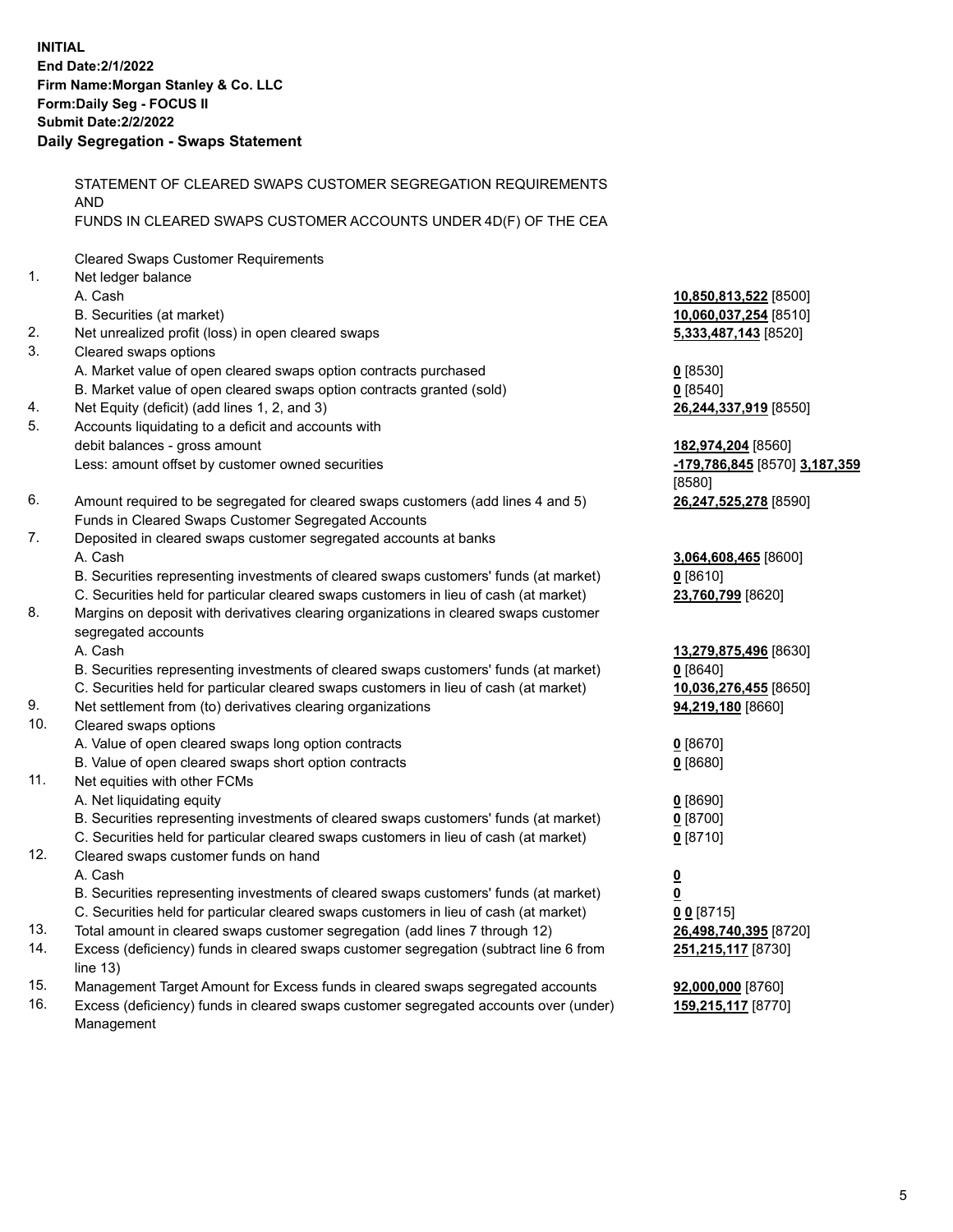**INITIAL**
**End Date:2/1/2022**
**Firm Name:Morgan Stanley & Co. LLC**
**Form:Daily Seg - FOCUS II**
**Submit Date:2/2/2022**
**Daily Segregation - Swaps Statement**

STATEMENT OF CLEARED SWAPS CUSTOMER SEGREGATION REQUIREMENTS AND
FUNDS IN CLEARED SWAPS CUSTOMER ACCOUNTS UNDER 4D(F) OF THE CEA

| | | |
|---|---|---|
| | Cleared Swaps Customer Requirements | |
| 1. | Net ledger balance | |
| | A. Cash | **10,850,813,522** [8500] |
| | B. Securities (at market) | **10,060,037,254** [8510] |
| 2. | Net unrealized profit (loss) in open cleared swaps | **5,333,487,143** [8520] |
| 3. | Cleared swaps options | |
| | A. Market value of open cleared swaps option contracts purchased | **0** [8530] |
| | B. Market value of open cleared swaps option contracts granted (sold) | **0** [8540] |
| 4. | Net Equity (deficit) (add lines 1, 2, and 3) | **26,244,337,919** [8550] |
| 5. | Accounts liquidating to a deficit and accounts with debit balances - gross amount | **182,974,204** [8560] |
| | Less: amount offset by customer owned securities | **-179,786,845** [8570] **3,187,359** [8580] |
| 6. | Amount required to be segregated for cleared swaps customers (add lines 4 and 5) | **26,247,525,278** [8590] |
| | Funds in Cleared Swaps Customer Segregated Accounts | |
| 7. | Deposited in cleared swaps customer segregated accounts at banks | |
| | A. Cash | **3,064,608,465** [8600] |
| | B. Securities representing investments of cleared swaps customers' funds (at market) | **0** [8610] |
| | C. Securities held for particular cleared swaps customers in lieu of cash (at market) | **23,760,799** [8620] |
| 8. | Margins on deposit with derivatives clearing organizations in cleared swaps customer segregated accounts | |
| | A. Cash | **13,279,875,496** [8630] |
| | B. Securities representing investments of cleared swaps customers' funds (at market) | **0** [8640] |
| | C. Securities held for particular cleared swaps customers in lieu of cash (at market) | **10,036,276,455** [8650] |
| 9. | Net settlement from (to) derivatives clearing organizations | **94,219,180** [8660] |
| 10. | Cleared swaps options | |
| | A. Value of open cleared swaps long option contracts | **0** [8670] |
| | B. Value of open cleared swaps short option contracts | **0** [8680] |
| 11. | Net equities with other FCMs | |
| | A. Net liquidating equity | **0** [8690] |
| | B. Securities representing investments of cleared swaps customers' funds (at market) | **0** [8700] |
| | C. Securities held for particular cleared swaps customers in lieu of cash (at market) | **0** [8710] |
| 12. | Cleared swaps customer funds on hand | |
| | A. Cash | **0** |
| | B. Securities representing investments of cleared swaps customers' funds (at market) | **0** |
| | C. Securities held for particular cleared swaps customers in lieu of cash (at market) | **0** **0** [8715] |
| 13. | Total amount in cleared swaps customer segregation (add lines 7 through 12) | **26,498,740,395** [8720] |
| 14. | Excess (deficiency) funds in cleared swaps customer segregation (subtract line 6 from line 13) | **251,215,117** [8730] |
| 15. | Management Target Amount for Excess funds in cleared swaps segregated accounts | **92,000,000** [8760] |
| 16. | Excess (deficiency) funds in cleared swaps customer segregated accounts over (under) Management | **159,215,117** [8770] |